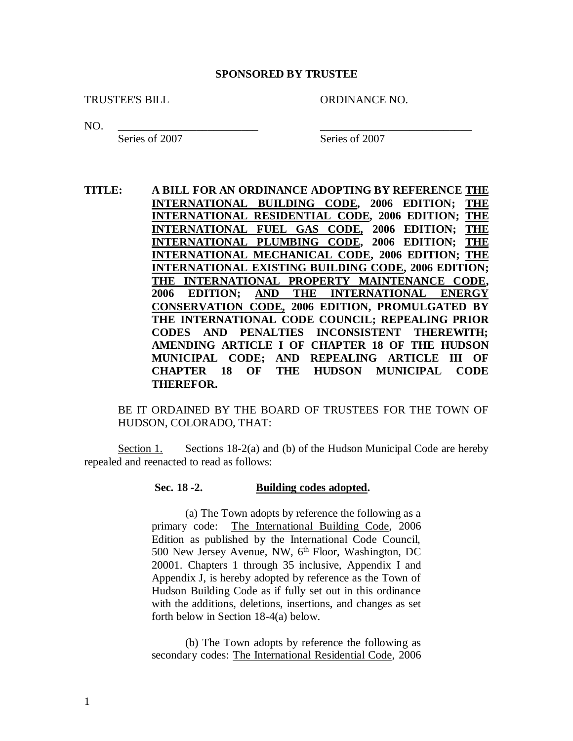**SPONSORED BY TRUSTEE**

TRUSTEE'S BILL　　　　　　　　　　　ORDINANCE NO.

NO. _________________________　　　_____________________________
Series of 2007　　　　　　　　　　　Series of 2007

**TITLE: A BILL FOR AN ORDINANCE ADOPTING BY REFERENCE <u>THE INTERNATIONAL BUILDING CODE</u>, 2006 EDITION; <u>THE INTERNATIONAL RESIDENTIAL CODE</u>, 2006 EDITION; <u>THE INTERNATIONAL FUEL GAS CODE,</u> 2006 EDITION; <u>THE INTERNATIONAL PLUMBING CODE</u>, 2006 EDITION; <u>THE INTERNATIONAL MECHANICAL CODE</u>, 2006 EDITION; <u>THE INTERNATIONAL EXISTING BUILDING CODE</u>, 2006 EDITION; <u>THE INTERNATIONAL PROPERTY MAINTENANCE CODE</u>, 2006 EDITION; <u>AND THE INTERNATIONAL ENERGY CONSERVATION CODE,</u> 2006 EDITION, PROMULGATED BY THE INTERNATIONAL CODE COUNCIL; REPEALING PRIOR CODES AND PENALTIES INCONSISTENT THEREWITH; AMENDING ARTICLE I OF CHAPTER 18 OF THE HUDSON MUNICIPAL CODE; AND REPEALING ARTICLE III OF CHAPTER 18 OF THE HUDSON MUNICIPAL CODE THEREFOR.**

BE IT ORDAINED BY THE BOARD OF TRUSTEES FOR THE TOWN OF HUDSON, COLORADO, THAT:

<u>Section 1.</u> Sections 18-2(a) and (b) of the Hudson Municipal Code are hereby repealed and reenacted to read as follows:

**Sec. 18 -2. <u>Building codes adopted</u>.**

(a) The Town adopts by reference the following as a primary code: <u>The International Building Code</u>, 2006 Edition as published by the International Code Council, 500 New Jersey Avenue, NW, 6th Floor, Washington, DC 20001. Chapters 1 through 35 inclusive, Appendix I and Appendix J, is hereby adopted by reference as the Town of Hudson Building Code as if fully set out in this ordinance with the additions, deletions, insertions, and changes as set forth below in Section 18-4(a) below.

(b) The Town adopts by reference the following as secondary codes: <u>The International Residential Code</u>, 2006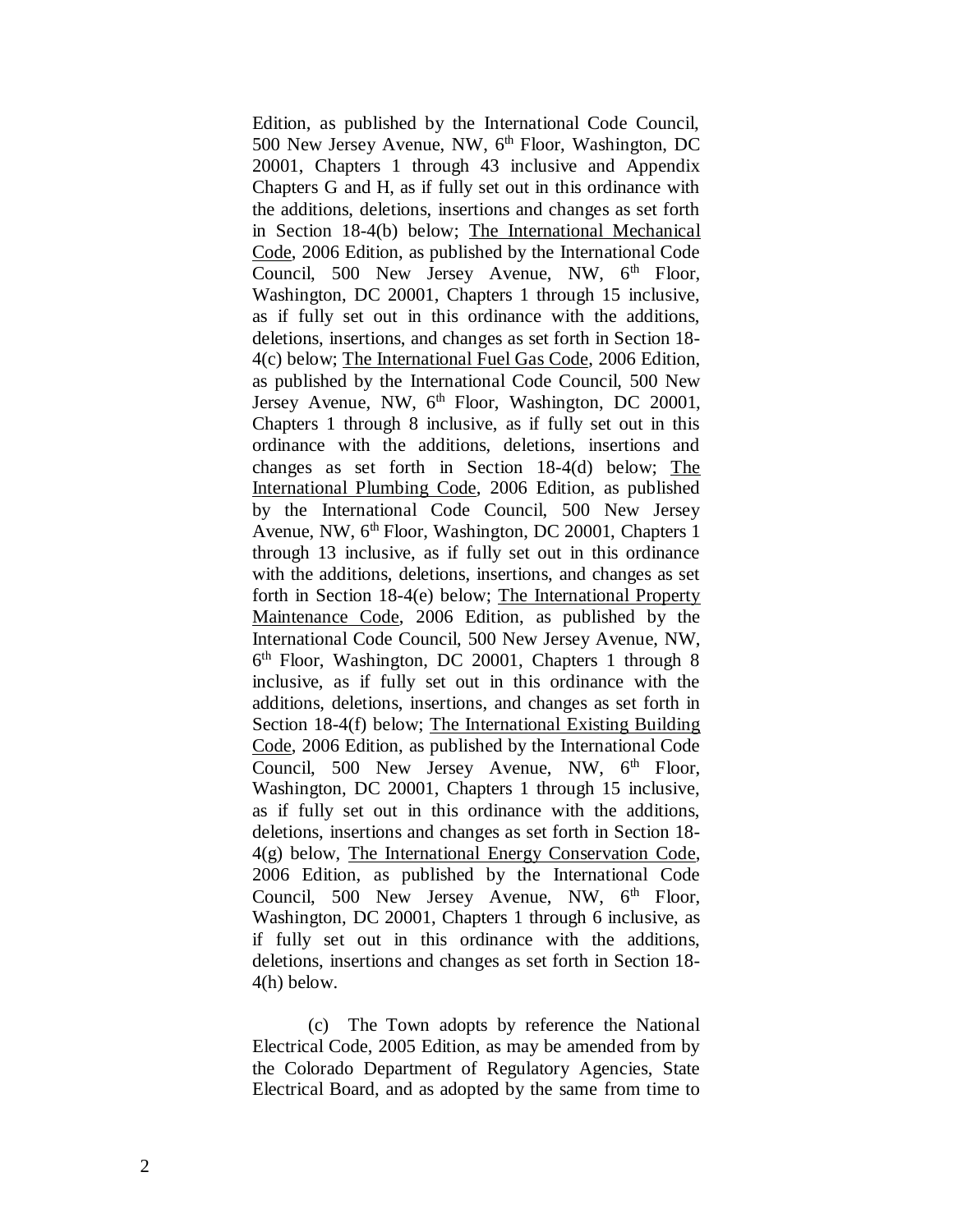Edition, as published by the International Code Council, 500 New Jersey Avenue, NW, 6th Floor, Washington, DC 20001, Chapters 1 through 43 inclusive and Appendix Chapters G and H, as if fully set out in this ordinance with the additions, deletions, insertions and changes as set forth in Section 18-4(b) below; The International Mechanical Code, 2006 Edition, as published by the International Code Council, 500 New Jersey Avenue, NW, 6th Floor, Washington, DC 20001, Chapters 1 through 15 inclusive, as if fully set out in this ordinance with the additions, deletions, insertions, and changes as set forth in Section 18-4(c) below; The International Fuel Gas Code, 2006 Edition, as published by the International Code Council, 500 New Jersey Avenue, NW, 6th Floor, Washington, DC 20001, Chapters 1 through 8 inclusive, as if fully set out in this ordinance with the additions, deletions, insertions and changes as set forth in Section 18-4(d) below; The International Plumbing Code, 2006 Edition, as published by the International Code Council, 500 New Jersey Avenue, NW, 6th Floor, Washington, DC 20001, Chapters 1 through 13 inclusive, as if fully set out in this ordinance with the additions, deletions, insertions, and changes as set forth in Section 18-4(e) below; The International Property Maintenance Code, 2006 Edition, as published by the International Code Council, 500 New Jersey Avenue, NW, 6th Floor, Washington, DC 20001, Chapters 1 through 8 inclusive, as if fully set out in this ordinance with the additions, deletions, insertions, and changes as set forth in Section 18-4(f) below; The International Existing Building Code, 2006 Edition, as published by the International Code Council, 500 New Jersey Avenue, NW, 6th Floor, Washington, DC 20001, Chapters 1 through 15 inclusive, as if fully set out in this ordinance with the additions, deletions, insertions and changes as set forth in Section 18-4(g) below, The International Energy Conservation Code, 2006 Edition, as published by the International Code Council, 500 New Jersey Avenue, NW, 6th Floor, Washington, DC 20001, Chapters 1 through 6 inclusive, as if fully set out in this ordinance with the additions, deletions, insertions and changes as set forth in Section 18-4(h) below.

(c) The Town adopts by reference the National Electrical Code, 2005 Edition, as may be amended from by the Colorado Department of Regulatory Agencies, State Electrical Board, and as adopted by the same from time to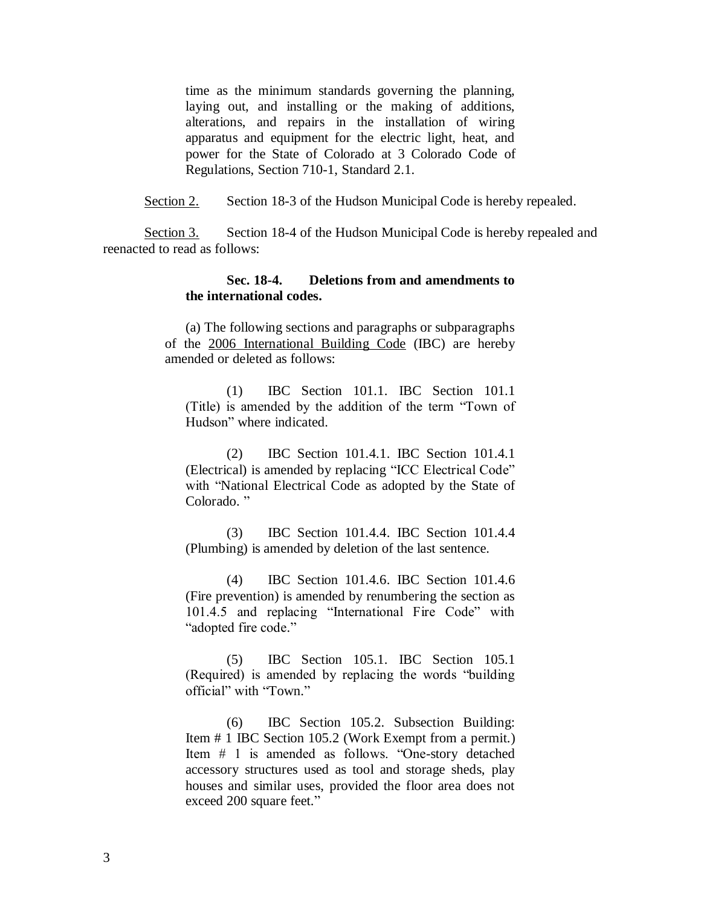time as the minimum standards governing the planning, laying out, and installing or the making of additions, alterations, and repairs in the installation of wiring apparatus and equipment for the electric light, heat, and power for the State of Colorado at 3 Colorado Code of Regulations, Section 710-1, Standard 2.1.

Section 2. Section 18-3 of the Hudson Municipal Code is hereby repealed.

Section 3. Section 18-4 of the Hudson Municipal Code is hereby repealed and reenacted to read as follows:

**Sec. 18-4. Deletions from and amendments to the international codes.**

(a) The following sections and paragraphs or subparagraphs of the 2006 International Building Code (IBC) are hereby amended or deleted as follows:

(1) IBC Section 101.1. IBC Section 101.1 (Title) is amended by the addition of the term "Town of Hudson" where indicated.

(2) IBC Section 101.4.1. IBC Section 101.4.1 (Electrical) is amended by replacing "ICC Electrical Code" with "National Electrical Code as adopted by the State of Colorado. "

(3) IBC Section 101.4.4. IBC Section 101.4.4 (Plumbing) is amended by deletion of the last sentence.

(4) IBC Section 101.4.6. IBC Section 101.4.6 (Fire prevention) is amended by renumbering the section as 101.4.5 and replacing "International Fire Code" with "adopted fire code."

(5) IBC Section 105.1. IBC Section 105.1 (Required) is amended by replacing the words "building official" with "Town."

(6) IBC Section 105.2. Subsection Building: Item # 1 IBC Section 105.2 (Work Exempt from a permit.) Item # 1 is amended as follows. "One-story detached accessory structures used as tool and storage sheds, play houses and similar uses, provided the floor area does not exceed 200 square feet."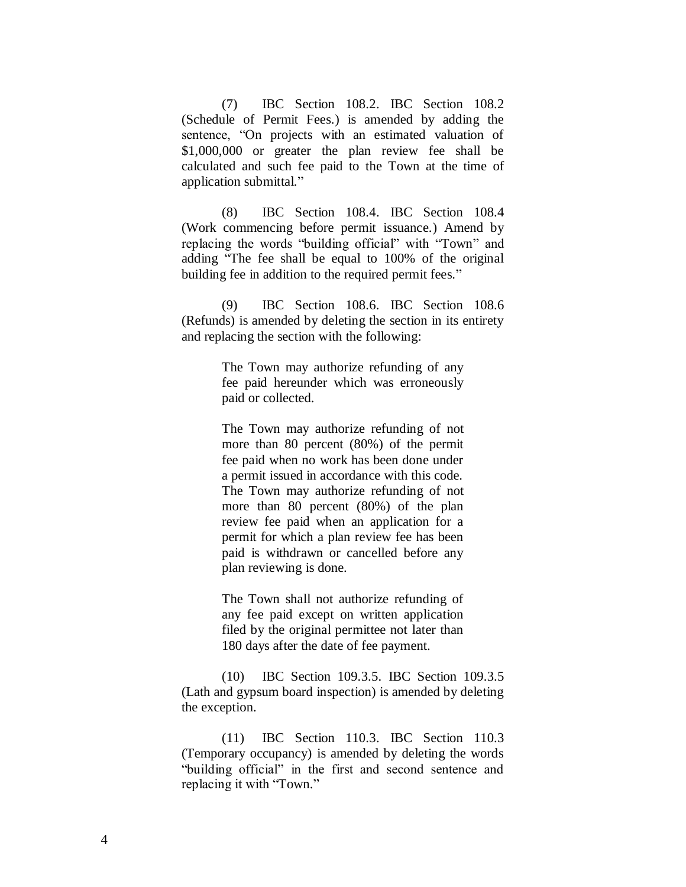(7) IBC Section 108.2. IBC Section 108.2 (Schedule of Permit Fees.) is amended by adding the sentence, "On projects with an estimated valuation of $1,000,000 or greater the plan review fee shall be calculated and such fee paid to the Town at the time of application submittal."

(8) IBC Section 108.4. IBC Section 108.4 (Work commencing before permit issuance.) Amend by replacing the words "building official" with "Town" and adding "The fee shall be equal to 100% of the original building fee in addition to the required permit fees."

(9) IBC Section 108.6. IBC Section 108.6 (Refunds) is amended by deleting the section in its entirety and replacing the section with the following:

> The Town may authorize refunding of any fee paid hereunder which was erroneously paid or collected.
>
> The Town may authorize refunding of not more than 80 percent (80%) of the permit fee paid when no work has been done under a permit issued in accordance with this code. The Town may authorize refunding of not more than 80 percent (80%) of the plan review fee paid when an application for a permit for which a plan review fee has been paid is withdrawn or cancelled before any plan reviewing is done.
>
> The Town shall not authorize refunding of any fee paid except on written application filed by the original permittee not later than 180 days after the date of fee payment.

(10) IBC Section 109.3.5. IBC Section 109.3.5 (Lath and gypsum board inspection) is amended by deleting the exception.

(11) IBC Section 110.3. IBC Section 110.3 (Temporary occupancy) is amended by deleting the words "building official" in the first and second sentence and replacing it with "Town."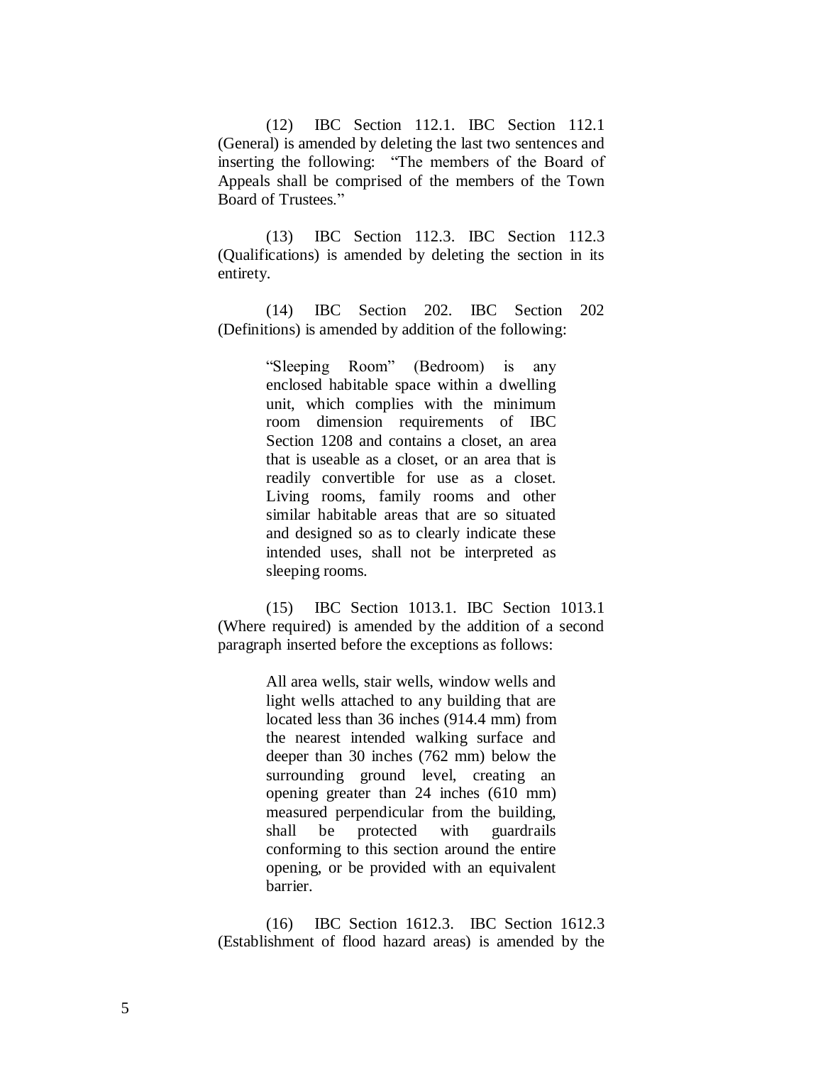(12) IBC Section 112.1. IBC Section 112.1 (General) is amended by deleting the last two sentences and inserting the following: "The members of the Board of Appeals shall be comprised of the members of the Town Board of Trustees."

(13) IBC Section 112.3. IBC Section 112.3 (Qualifications) is amended by deleting the section in its entirety.

(14) IBC Section 202. IBC Section 202 (Definitions) is amended by addition of the following:

> "Sleeping Room" (Bedroom) is any enclosed habitable space within a dwelling unit, which complies with the minimum room dimension requirements of IBC Section 1208 and contains a closet, an area that is useable as a closet, or an area that is readily convertible for use as a closet. Living rooms, family rooms and other similar habitable areas that are so situated and designed so as to clearly indicate these intended uses, shall not be interpreted as sleeping rooms.

(15) IBC Section 1013.1. IBC Section 1013.1 (Where required) is amended by the addition of a second paragraph inserted before the exceptions as follows:

> All area wells, stair wells, window wells and light wells attached to any building that are located less than 36 inches (914.4 mm) from the nearest intended walking surface and deeper than 30 inches (762 mm) below the surrounding ground level, creating an opening greater than 24 inches (610 mm) measured perpendicular from the building, shall be protected with guardrails conforming to this section around the entire opening, or be provided with an equivalent barrier.

(16) IBC Section 1612.3. IBC Section 1612.3 (Establishment of flood hazard areas) is amended by the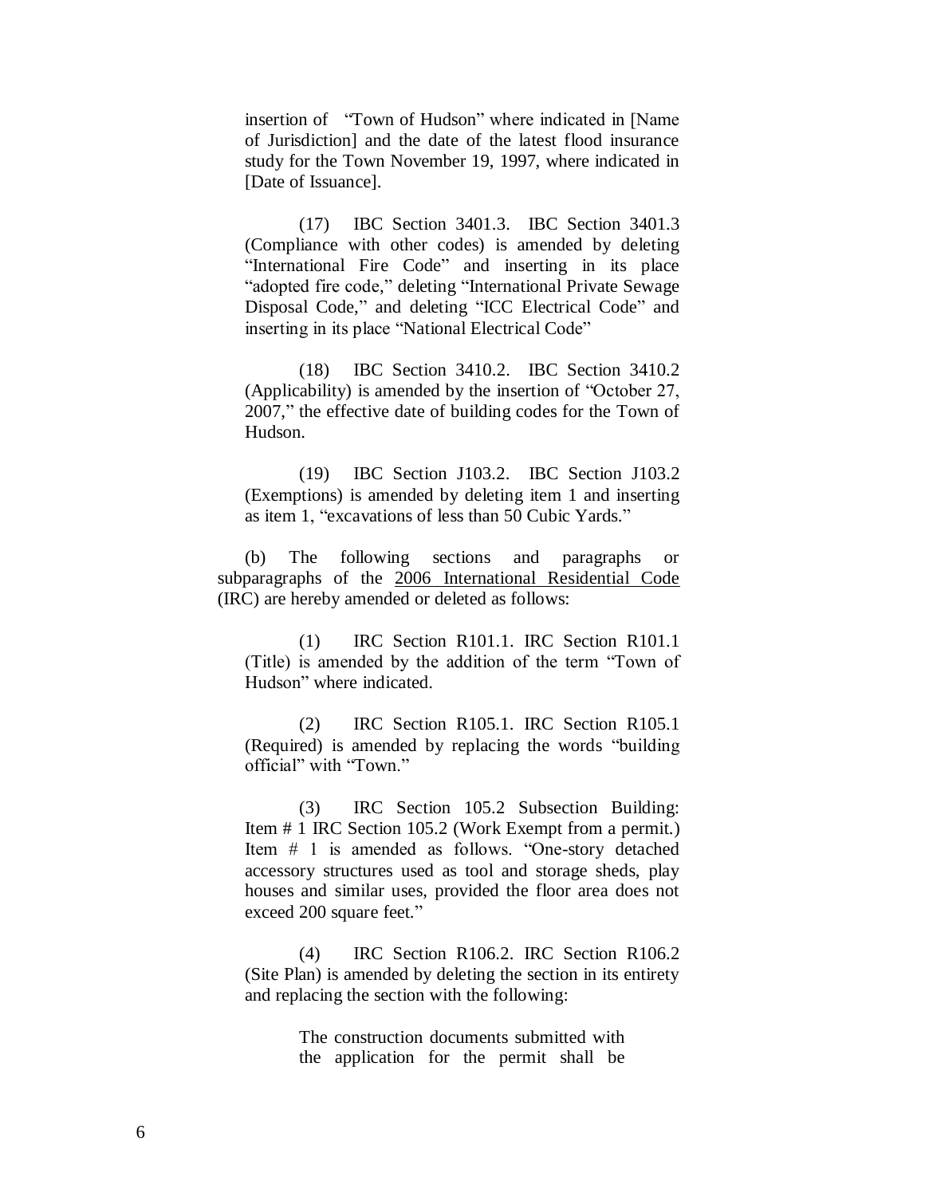insertion of "Town of Hudson" where indicated in [Name of Jurisdiction] and the date of the latest flood insurance study for the Town November 19, 1997, where indicated in [Date of Issuance].

(17) IBC Section 3401.3. IBC Section 3401.3 (Compliance with other codes) is amended by deleting "International Fire Code" and inserting in its place "adopted fire code," deleting "International Private Sewage Disposal Code," and deleting "ICC Electrical Code" and inserting in its place "National Electrical Code"

(18) IBC Section 3410.2. IBC Section 3410.2 (Applicability) is amended by the insertion of "October 27, 2007," the effective date of building codes for the Town of Hudson.

(19) IBC Section J103.2. IBC Section J103.2 (Exemptions) is amended by deleting item 1 and inserting as item 1, "excavations of less than 50 Cubic Yards."

(b) The following sections and paragraphs or subparagraphs of the 2006 International Residential Code (IRC) are hereby amended or deleted as follows:

(1) IRC Section R101.1. IRC Section R101.1 (Title) is amended by the addition of the term "Town of Hudson" where indicated.

(2) IRC Section R105.1. IRC Section R105.1 (Required) is amended by replacing the words "building official" with "Town."

(3) IRC Section 105.2 Subsection Building: Item # 1 IRC Section 105.2 (Work Exempt from a permit.) Item # 1 is amended as follows. "One-story detached accessory structures used as tool and storage sheds, play houses and similar uses, provided the floor area does not exceed 200 square feet."

(4) IRC Section R106.2. IRC Section R106.2 (Site Plan) is amended by deleting the section in its entirety and replacing the section with the following:

> The construction documents submitted with the application for the permit shall be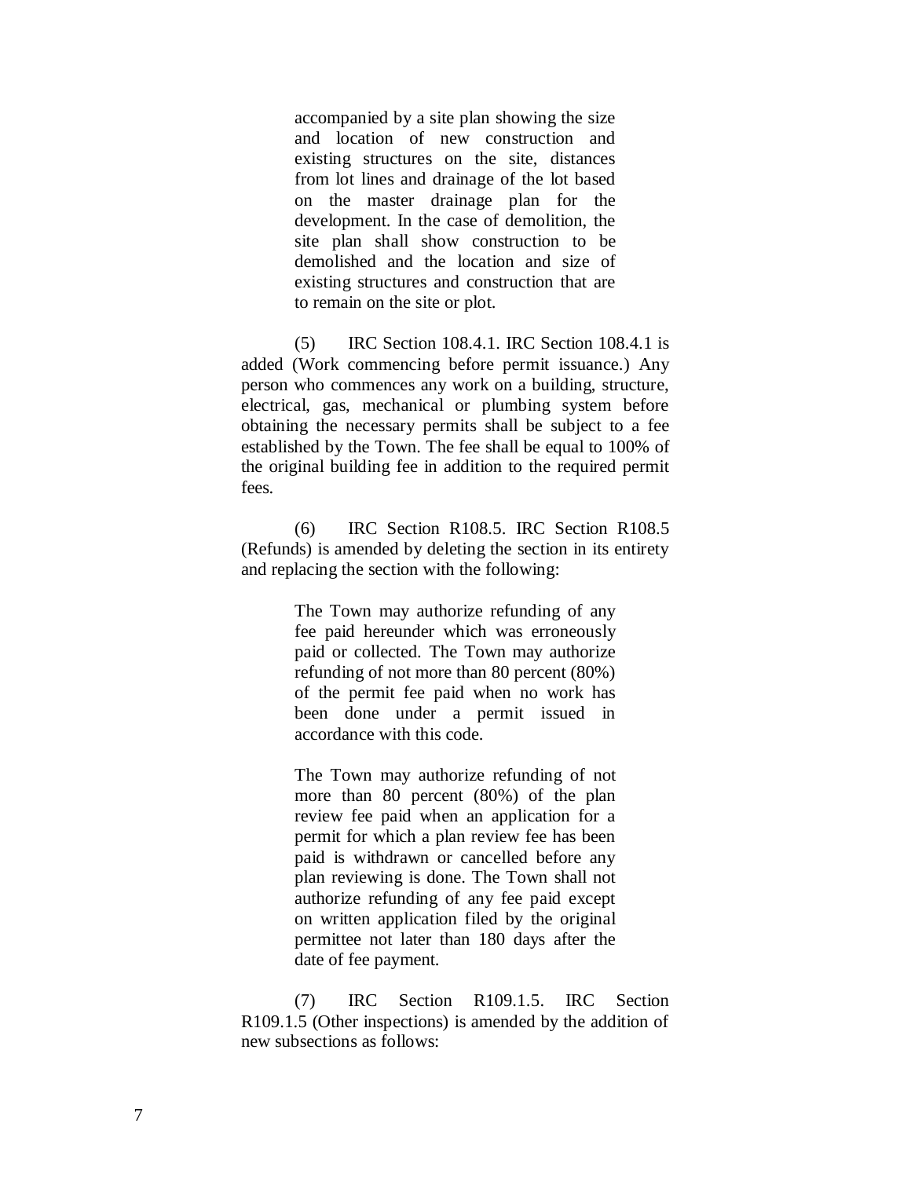> accompanied by a site plan showing the size and location of new construction and existing structures on the site, distances from lot lines and drainage of the lot based on the master drainage plan for the development. In the case of demolition, the site plan shall show construction to be demolished and the location and size of existing structures and construction that are to remain on the site or plot.

(5) IRC Section 108.4.1. IRC Section 108.4.1 is added (Work commencing before permit issuance.) Any person who commences any work on a building, structure, electrical, gas, mechanical or plumbing system before obtaining the necessary permits shall be subject to a fee established by the Town. The fee shall be equal to 100% of the original building fee in addition to the required permit fees.

(6) IRC Section R108.5. IRC Section R108.5 (Refunds) is amended by deleting the section in its entirety and replacing the section with the following:

> The Town may authorize refunding of any fee paid hereunder which was erroneously paid or collected. The Town may authorize refunding of not more than 80 percent (80%) of the permit fee paid when no work has been done under a permit issued in accordance with this code.
>
> The Town may authorize refunding of not more than 80 percent (80%) of the plan review fee paid when an application for a permit for which a plan review fee has been paid is withdrawn or cancelled before any plan reviewing is done. The Town shall not authorize refunding of any fee paid except on written application filed by the original permittee not later than 180 days after the date of fee payment.

(7) IRC Section R109.1.5. IRC Section R109.1.5 (Other inspections) is amended by the addition of new subsections as follows: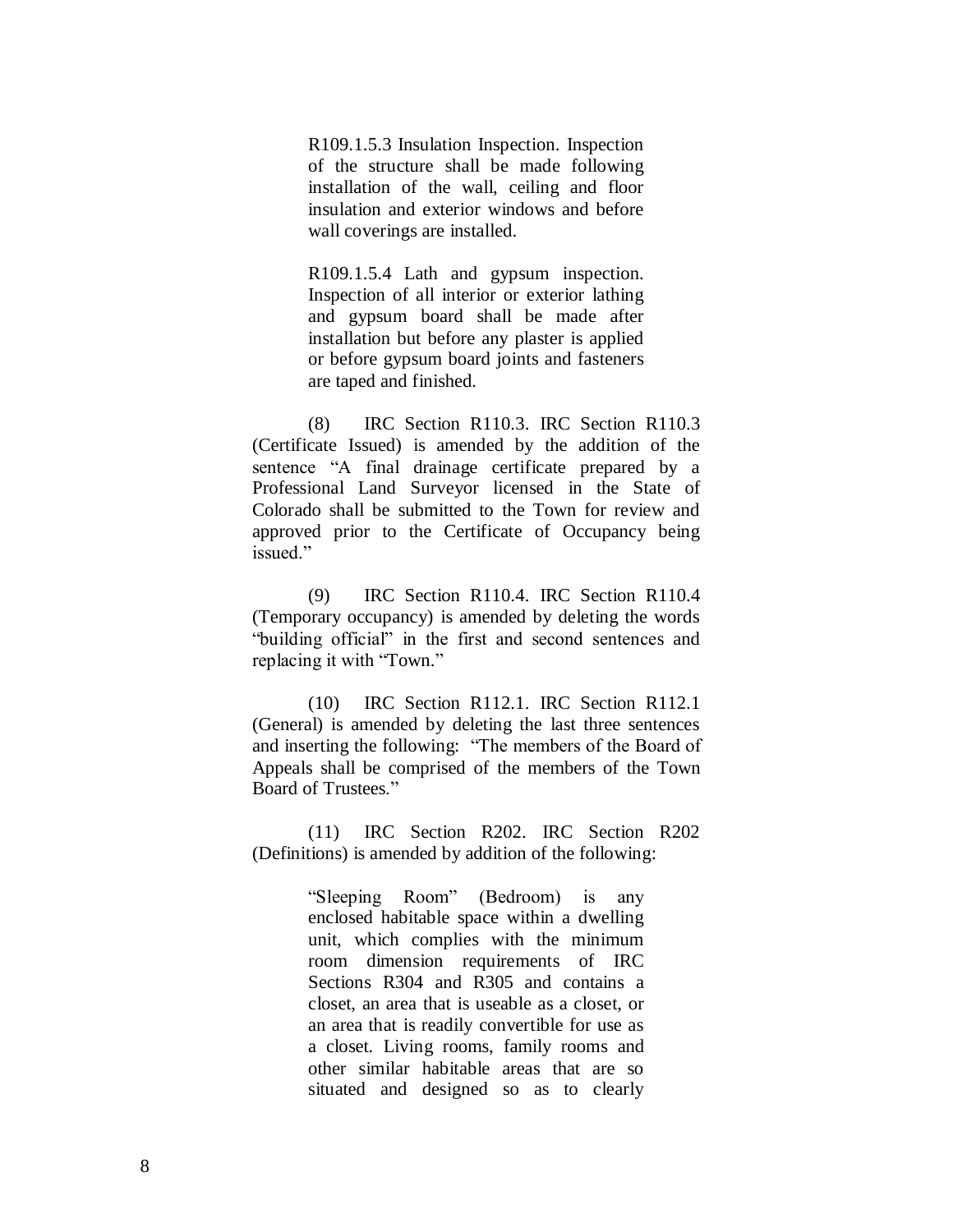> R109.1.5.3 Insulation Inspection. Inspection of the structure shall be made following installation of the wall, ceiling and floor insulation and exterior windows and before wall coverings are installed.
>
> R109.1.5.4 Lath and gypsum inspection. Inspection of all interior or exterior lathing and gypsum board shall be made after installation but before any plaster is applied or before gypsum board joints and fasteners are taped and finished.

(8) IRC Section R110.3. IRC Section R110.3 (Certificate Issued) is amended by the addition of the sentence "A final drainage certificate prepared by a Professional Land Surveyor licensed in the State of Colorado shall be submitted to the Town for review and approved prior to the Certificate of Occupancy being issued."

(9) IRC Section R110.4. IRC Section R110.4 (Temporary occupancy) is amended by deleting the words "building official" in the first and second sentences and replacing it with "Town."

(10) IRC Section R112.1. IRC Section R112.1 (General) is amended by deleting the last three sentences and inserting the following: "The members of the Board of Appeals shall be comprised of the members of the Town Board of Trustees."

(11) IRC Section R202. IRC Section R202 (Definitions) is amended by addition of the following:

> "Sleeping Room" (Bedroom) is any enclosed habitable space within a dwelling unit, which complies with the minimum room dimension requirements of IRC Sections R304 and R305 and contains a closet, an area that is useable as a closet, or an area that is readily convertible for use as a closet. Living rooms, family rooms and other similar habitable areas that are so situated and designed so as to clearly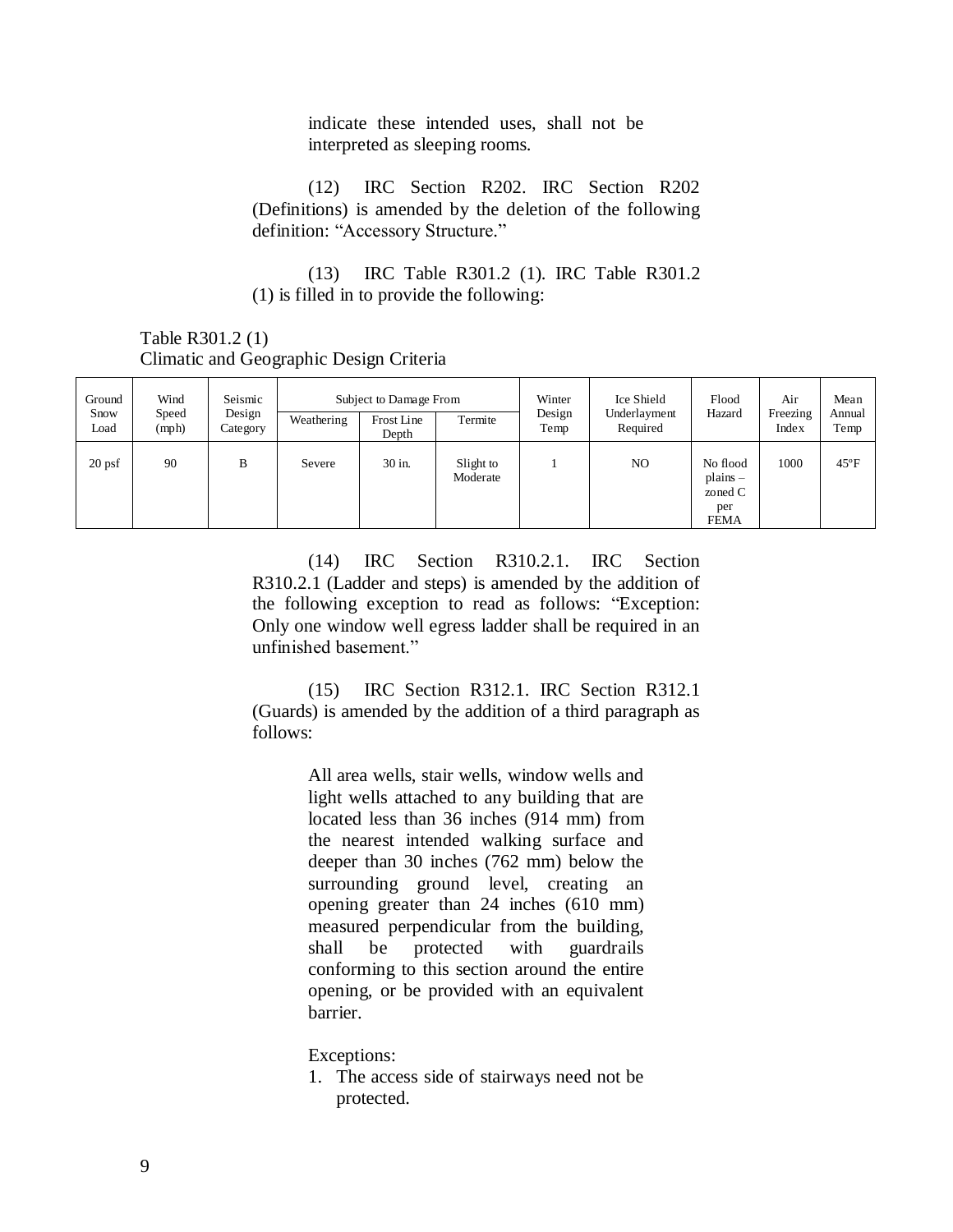indicate these intended uses, shall not be interpreted as sleeping rooms.

(12) IRC Section R202. IRC Section R202 (Definitions) is amended by the deletion of the following definition: "Accessory Structure."

(13) IRC Table R301.2 (1). IRC Table R301.2 (1) is filled in to provide the following:

Table R301.2 (1)
Climatic and Geographic Design Criteria

| Ground Snow Load | Wind Speed (mph) | Seismic Design Category | Subject to Damage From | | | Winter Design Temp | Ice Shield Underlayment Required | Flood Hazard | Air Freezing Index | Mean Annual Temp |
|---|---|---|---|---|---|---|---|---|---|---|
| | | | Weathering | Frost Line Depth | Termite | | | | | |
| 20 psf | 90 | B | Severe | 30 in. | Slight to Moderate | 1 | NO | No flood plains – zoned C per FEMA | 1000 | 45°F |

(14) IRC Section R310.2.1. IRC Section R310.2.1 (Ladder and steps) is amended by the addition of the following exception to read as follows: "Exception: Only one window well egress ladder shall be required in an unfinished basement."

(15) IRC Section R312.1. IRC Section R312.1 (Guards) is amended by the addition of a third paragraph as follows:

All area wells, stair wells, window wells and light wells attached to any building that are located less than 36 inches (914 mm) from the nearest intended walking surface and deeper than 30 inches (762 mm) below the surrounding ground level, creating an opening greater than 24 inches (610 mm) measured perpendicular from the building, shall be protected with guardrails conforming to this section around the entire opening, or be provided with an equivalent barrier.

Exceptions:

1. The access side of stairways need not be protected.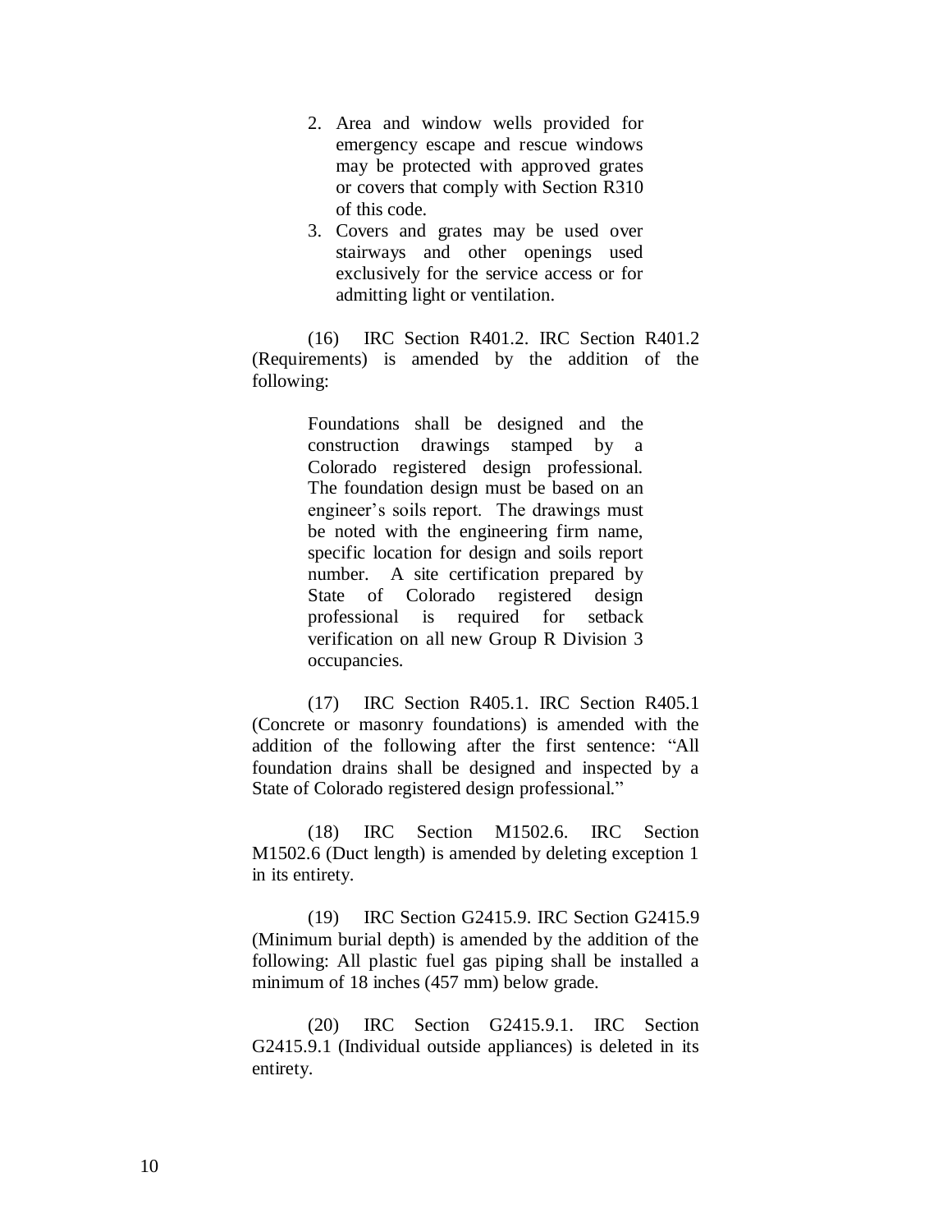2. Area and window wells provided for emergency escape and rescue windows may be protected with approved grates or covers that comply with Section R310 of this code.
3. Covers and grates may be used over stairways and other openings used exclusively for the service access or for admitting light or ventilation.

(16) IRC Section R401.2. IRC Section R401.2 (Requirements) is amended by the addition of the following:

> Foundations shall be designed and the construction drawings stamped by a Colorado registered design professional. The foundation design must be based on an engineer's soils report. The drawings must be noted with the engineering firm name, specific location for design and soils report number. A site certification prepared by State of Colorado registered design professional is required for setback verification on all new Group R Division 3 occupancies.

(17) IRC Section R405.1. IRC Section R405.1 (Concrete or masonry foundations) is amended with the addition of the following after the first sentence: "All foundation drains shall be designed and inspected by a State of Colorado registered design professional."

(18) IRC Section M1502.6. IRC Section M1502.6 (Duct length) is amended by deleting exception 1 in its entirety.

(19) IRC Section G2415.9. IRC Section G2415.9 (Minimum burial depth) is amended by the addition of the following: All plastic fuel gas piping shall be installed a minimum of 18 inches (457 mm) below grade.

(20) IRC Section G2415.9.1. IRC Section G2415.9.1 (Individual outside appliances) is deleted in its entirety.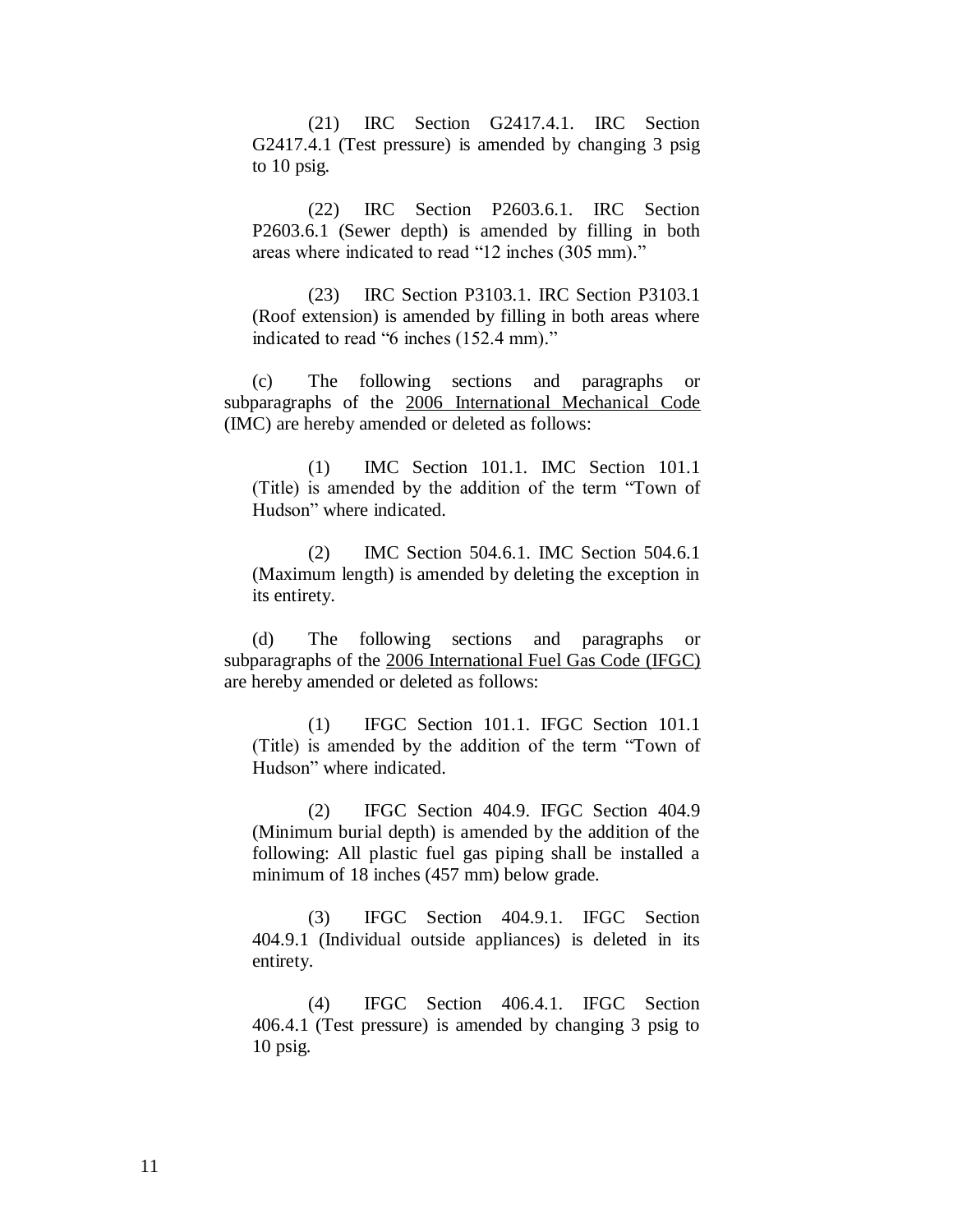(21) IRC Section G2417.4.1. IRC Section G2417.4.1 (Test pressure) is amended by changing 3 psig to 10 psig.

(22) IRC Section P2603.6.1. IRC Section P2603.6.1 (Sewer depth) is amended by filling in both areas where indicated to read "12 inches (305 mm)."

(23) IRC Section P3103.1. IRC Section P3103.1 (Roof extension) is amended by filling in both areas where indicated to read "6 inches (152.4 mm)."

(c) The following sections and paragraphs or subparagraphs of the <u>2006 International Mechanical Code</u> (IMC) are hereby amended or deleted as follows:

(1) IMC Section 101.1. IMC Section 101.1 (Title) is amended by the addition of the term "Town of Hudson" where indicated.

(2) IMC Section 504.6.1. IMC Section 504.6.1 (Maximum length) is amended by deleting the exception in its entirety.

(d) The following sections and paragraphs or subparagraphs of the <u>2006 International Fuel Gas Code (IFGC)</u> are hereby amended or deleted as follows:

(1) IFGC Section 101.1. IFGC Section 101.1 (Title) is amended by the addition of the term "Town of Hudson" where indicated.

(2) IFGC Section 404.9. IFGC Section 404.9 (Minimum burial depth) is amended by the addition of the following: All plastic fuel gas piping shall be installed a minimum of 18 inches (457 mm) below grade.

(3) IFGC Section 404.9.1. IFGC Section 404.9.1 (Individual outside appliances) is deleted in its entirety.

(4) IFGC Section 406.4.1. IFGC Section 406.4.1 (Test pressure) is amended by changing 3 psig to 10 psig.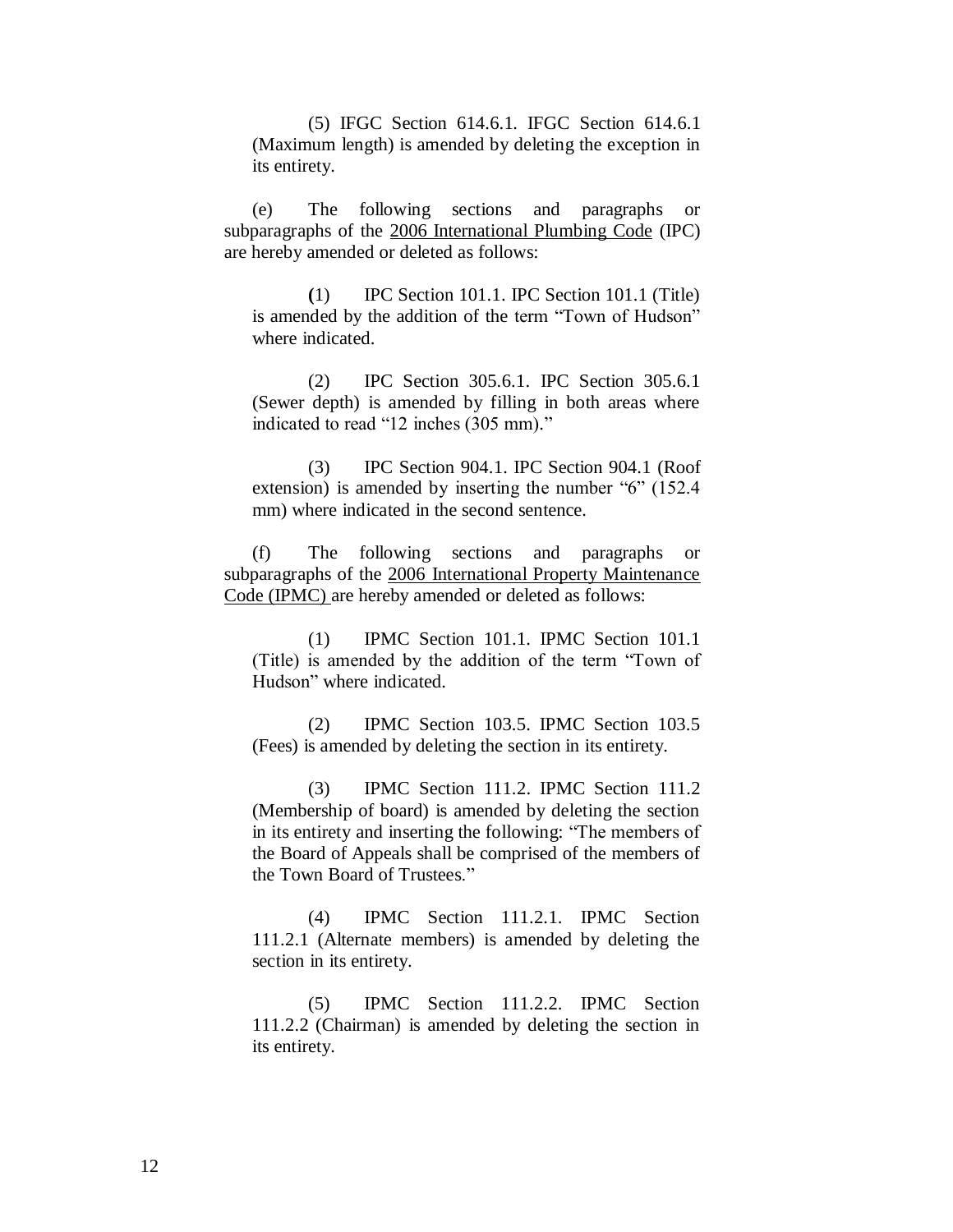(5) IFGC Section 614.6.1. IFGC Section 614.6.1 (Maximum length) is amended by deleting the exception in its entirety.

(e) The following sections and paragraphs or subparagraphs of the <u>2006 International Plumbing Code</u> (IPC) are hereby amended or deleted as follows:

(1) IPC Section 101.1. IPC Section 101.1 (Title) is amended by the addition of the term "Town of Hudson" where indicated.

(2) IPC Section 305.6.1. IPC Section 305.6.1 (Sewer depth) is amended by filling in both areas where indicated to read "12 inches (305 mm)."

(3) IPC Section 904.1. IPC Section 904.1 (Roof extension) is amended by inserting the number "6" (152.4 mm) where indicated in the second sentence.

(f) The following sections and paragraphs or subparagraphs of the <u>2006 International Property Maintenance Code (IPMC)</u> are hereby amended or deleted as follows:

(1) IPMC Section 101.1. IPMC Section 101.1 (Title) is amended by the addition of the term "Town of Hudson" where indicated.

(2) IPMC Section 103.5. IPMC Section 103.5 (Fees) is amended by deleting the section in its entirety.

(3) IPMC Section 111.2. IPMC Section 111.2 (Membership of board) is amended by deleting the section in its entirety and inserting the following: "The members of the Board of Appeals shall be comprised of the members of the Town Board of Trustees."

(4) IPMC Section 111.2.1. IPMC Section 111.2.1 (Alternate members) is amended by deleting the section in its entirety.

(5) IPMC Section 111.2.2. IPMC Section 111.2.2 (Chairman) is amended by deleting the section in its entirety.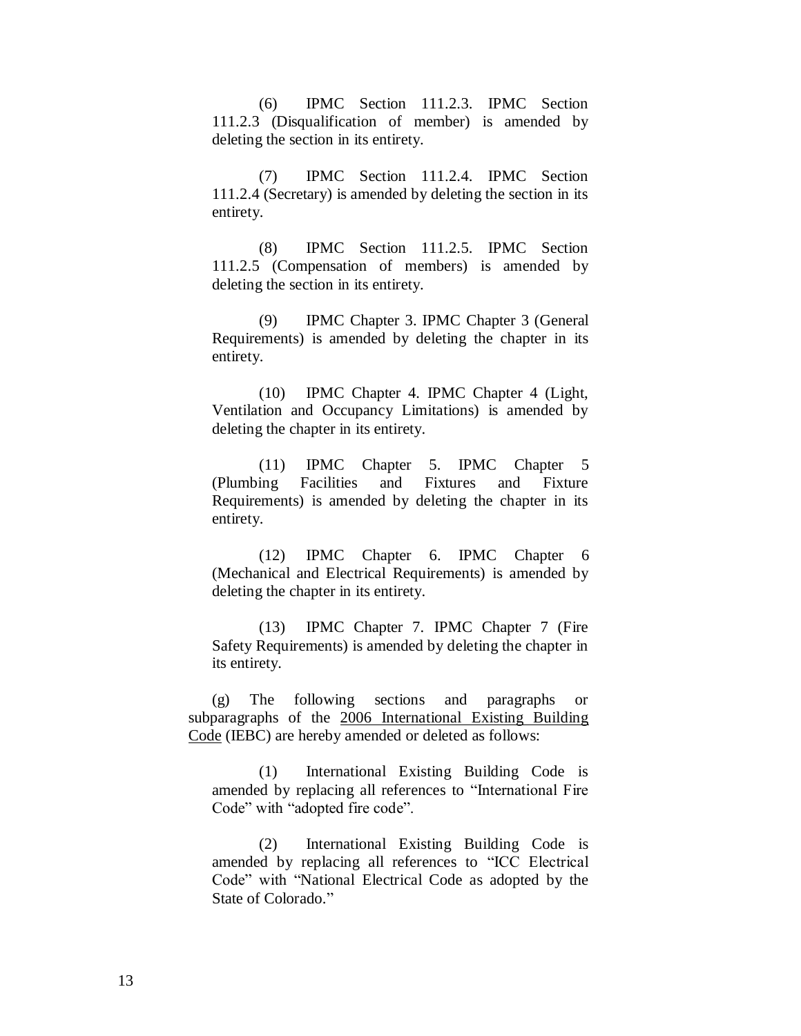(6) IPMC Section 111.2.3. IPMC Section 111.2.3 (Disqualification of member) is amended by deleting the section in its entirety.

(7) IPMC Section 111.2.4. IPMC Section 111.2.4 (Secretary) is amended by deleting the section in its entirety.

(8) IPMC Section 111.2.5. IPMC Section 111.2.5 (Compensation of members) is amended by deleting the section in its entirety.

(9) IPMC Chapter 3. IPMC Chapter 3 (General Requirements) is amended by deleting the chapter in its entirety.

(10) IPMC Chapter 4. IPMC Chapter 4 (Light, Ventilation and Occupancy Limitations) is amended by deleting the chapter in its entirety.

(11) IPMC Chapter 5. IPMC Chapter 5 (Plumbing Facilities and Fixtures and Fixture Requirements) is amended by deleting the chapter in its entirety.

(12) IPMC Chapter 6. IPMC Chapter 6 (Mechanical and Electrical Requirements) is amended by deleting the chapter in its entirety.

(13) IPMC Chapter 7. IPMC Chapter 7 (Fire Safety Requirements) is amended by deleting the chapter in its entirety.

(g) The following sections and paragraphs or subparagraphs of the 2006 International Existing Building Code (IEBC) are hereby amended or deleted as follows:

(1) International Existing Building Code is amended by replacing all references to "International Fire Code" with "adopted fire code".

(2) International Existing Building Code is amended by replacing all references to "ICC Electrical Code" with "National Electrical Code as adopted by the State of Colorado."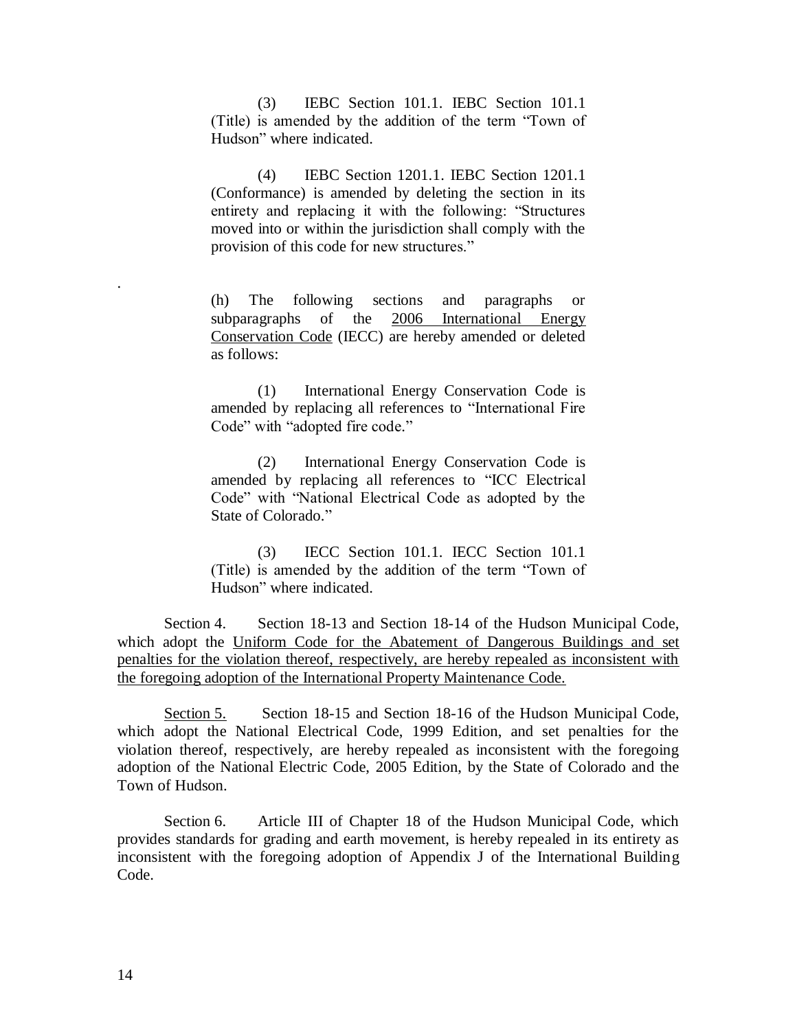(3) IEBC Section 101.1. IEBC Section 101.1 (Title) is amended by the addition of the term "Town of Hudson" where indicated.

(4) IEBC Section 1201.1. IEBC Section 1201.1 (Conformance) is amended by deleting the section in its entirety and replacing it with the following: "Structures moved into or within the jurisdiction shall comply with the provision of this code for new structures."

.

(h) The following sections and paragraphs or subparagraphs of the <u>2006 International Energy Conservation Code</u> (IECC) are hereby amended or deleted as follows:

(1) International Energy Conservation Code is amended by replacing all references to "International Fire Code" with "adopted fire code."

(2) International Energy Conservation Code is amended by replacing all references to "ICC Electrical Code" with "National Electrical Code as adopted by the State of Colorado."

(3) IECC Section 101.1. IECC Section 101.1 (Title) is amended by the addition of the term "Town of Hudson" where indicated.

Section 4. Section 18-13 and Section 18-14 of the Hudson Municipal Code, which adopt the <u>Uniform Code for the Abatement of Dangerous Buildings and set penalties for the violation thereof, respectively, are hereby repealed as inconsistent with the foregoing adoption of the International Property Maintenance Code.</u>

<u>Section 5.</u> Section 18-15 and Section 18-16 of the Hudson Municipal Code, which adopt the National Electrical Code, 1999 Edition, and set penalties for the violation thereof, respectively, are hereby repealed as inconsistent with the foregoing adoption of the National Electric Code, 2005 Edition, by the State of Colorado and the Town of Hudson.

Section 6. Article III of Chapter 18 of the Hudson Municipal Code, which provides standards for grading and earth movement, is hereby repealed in its entirety as inconsistent with the foregoing adoption of Appendix J of the International Building Code.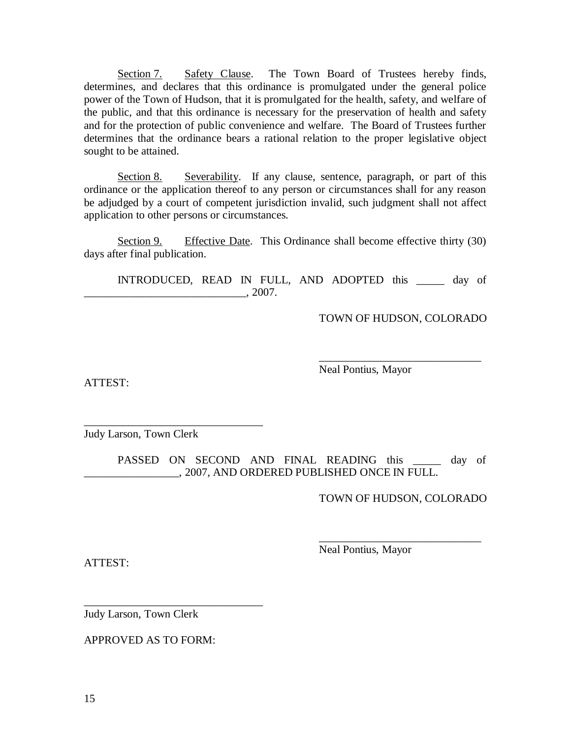Section 7. Safety Clause. The Town Board of Trustees hereby finds, determines, and declares that this ordinance is promulgated under the general police power of the Town of Hudson, that it is promulgated for the health, safety, and welfare of the public, and that this ordinance is necessary for the preservation of health and safety and for the protection of public convenience and welfare. The Board of Trustees further determines that the ordinance bears a rational relation to the proper legislative object sought to be attained.

Section 8. Severability. If any clause, sentence, paragraph, or part of this ordinance or the application thereof to any person or circumstances shall for any reason be adjudged by a court of competent jurisdiction invalid, such judgment shall not affect application to other persons or circumstances.

Section 9. Effective Date. This Ordinance shall become effective thirty (30) days after final publication.

INTRODUCED, READ IN FULL, AND ADOPTED this _____ day of ______________________________, 2007.

TOWN OF HUDSON, COLORADO

______________________________
Neal Pontius, Mayor

ATTEST:

_________________________________
Judy Larson, Town Clerk

PASSED ON SECOND AND FINAL READING this _____ day of _________________, 2007, AND ORDERED PUBLISHED ONCE IN FULL.

TOWN OF HUDSON, COLORADO

______________________________
Neal Pontius, Mayor

ATTEST:

_________________________________
Judy Larson, Town Clerk

APPROVED AS TO FORM: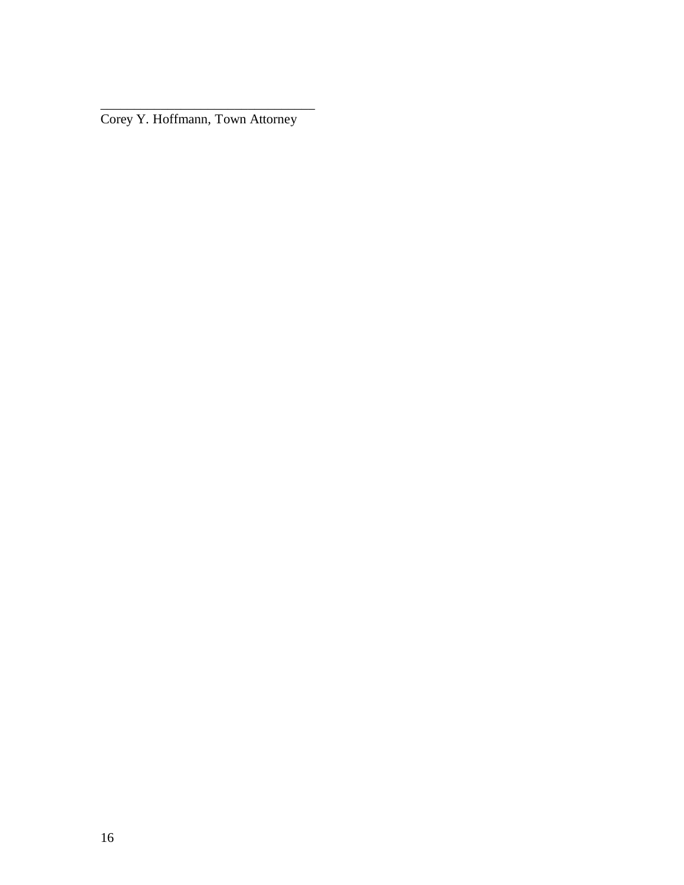\_\_\_\_\_\_\_\_\_\_\_\_\_\_\_\_\_\_\_\_\_\_\_\_\_\_\_\_\_\_\_\_\_

Corey Y. Hoffmann, Town Attorney